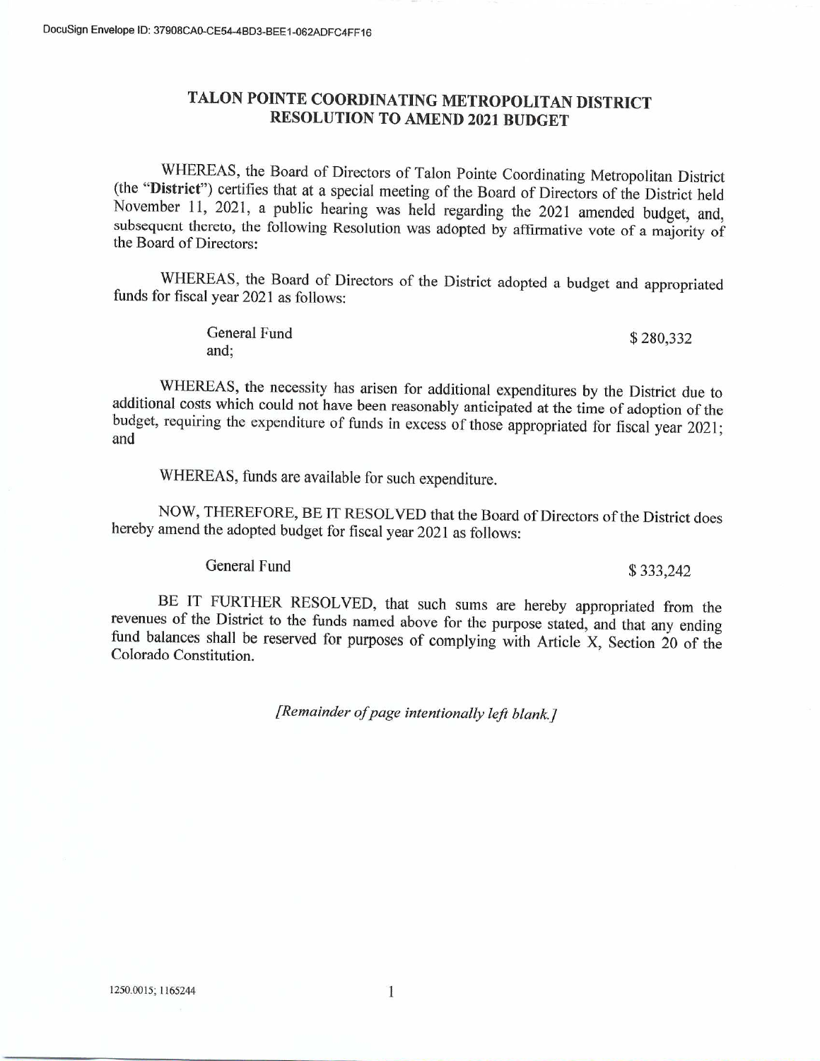DocuSign Envelope ID: 37908CA0-CE54-4BD3-BEE1-062ADFC4FF16

# TALON POINTE COORDINATING METROPOLITAN DISTRICT
# RESOLUTION TO AMEND 2021 BUDGET

WHEREAS, the Board of Directors of Talon Pointe Coordinating Metropolitan District (the "**District**") certifies that at a special meeting of the Board of Directors of the District held November 11, 2021, a public hearing was held regarding the 2021 amended budget, and, subsequent thereto, the following Resolution was adopted by affirmative vote of a majority of the Board of Directors:

WHEREAS, the Board of Directors of the District adopted a budget and appropriated funds for fiscal year 2021 as follows:

| | |
|---|---|
| General Fund and; | $ 280,332 |

WHEREAS, the necessity has arisen for additional expenditures by the District due to additional costs which could not have been reasonably anticipated at the time of adoption of the budget, requiring the expenditure of funds in excess of those appropriated for fiscal year 2021; and

WHEREAS, funds are available for such expenditure.

NOW, THEREFORE, BE IT RESOLVED that the Board of Directors of the District does hereby amend the adopted budget for fiscal year 2021 as follows:

| | |
|---|---|
| General Fund | $ 333,242 |

BE IT FURTHER RESOLVED, that such sums are hereby appropriated from the revenues of the District to the funds named above for the purpose stated, and that any ending fund balances shall be reserved for purposes of complying with Article X, Section 20 of the Colorado Constitution.

*[Remainder of page intentionally left blank.]*

1250.0015; 1165244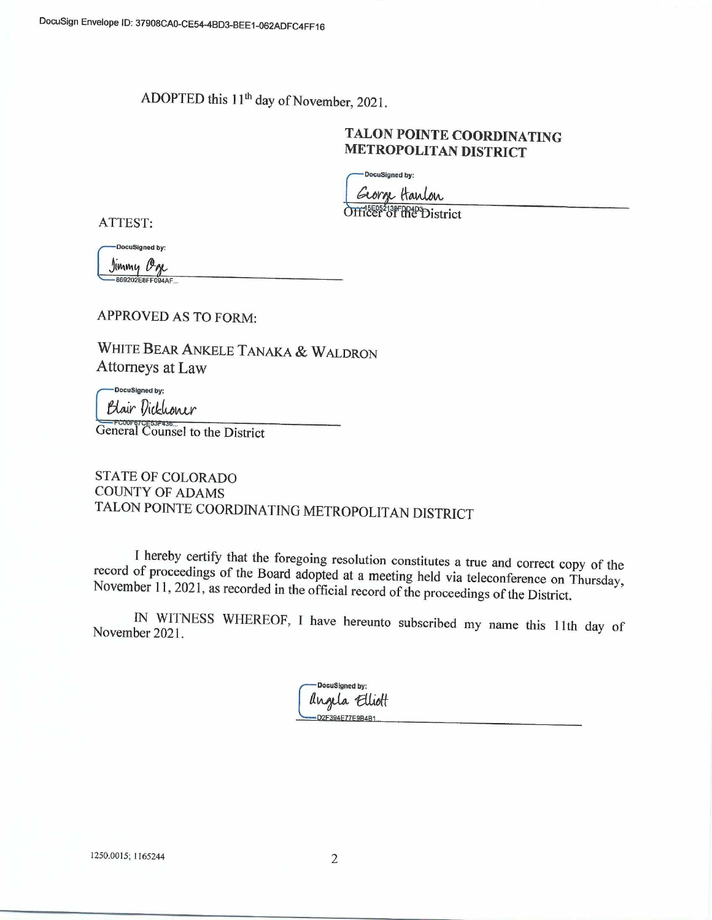DocuSign Envelope ID: 37908CA0-CE54-4BD3-BEE1-062ADFC4FF16

ADOPTED this 11th day of November, 2021.

**TALON POINTE COORDINATING METROPOLITAN DISTRICT**

DocuSigned by:
George Hanlon
45E05213BFDD4D3...
Officer of the District

ATTEST:

DocuSigned by:
Jimmy Oge
869202E8FF094AF...

APPROVED AS TO FORM:

WHITE BEAR ANKELE TANAKA & WALDRON
Attorneys at Law

DocuSigned by:
Blair Dickhoner
FC00F67CE53F436...
General Counsel to the District

STATE OF COLORADO
COUNTY OF ADAMS
TALON POINTE COORDINATING METROPOLITAN DISTRICT

I hereby certify that the foregoing resolution constitutes a true and correct copy of the record of proceedings of the Board adopted at a meeting held via teleconference on Thursday, November 11, 2021, as recorded in the official record of the proceedings of the District.

IN WITNESS WHEREOF, I have hereunto subscribed my name this 11th day of November 2021.

DocuSigned by:
Angela Elliott
D2F394E77E9B4B1...

1250.0015; 1165244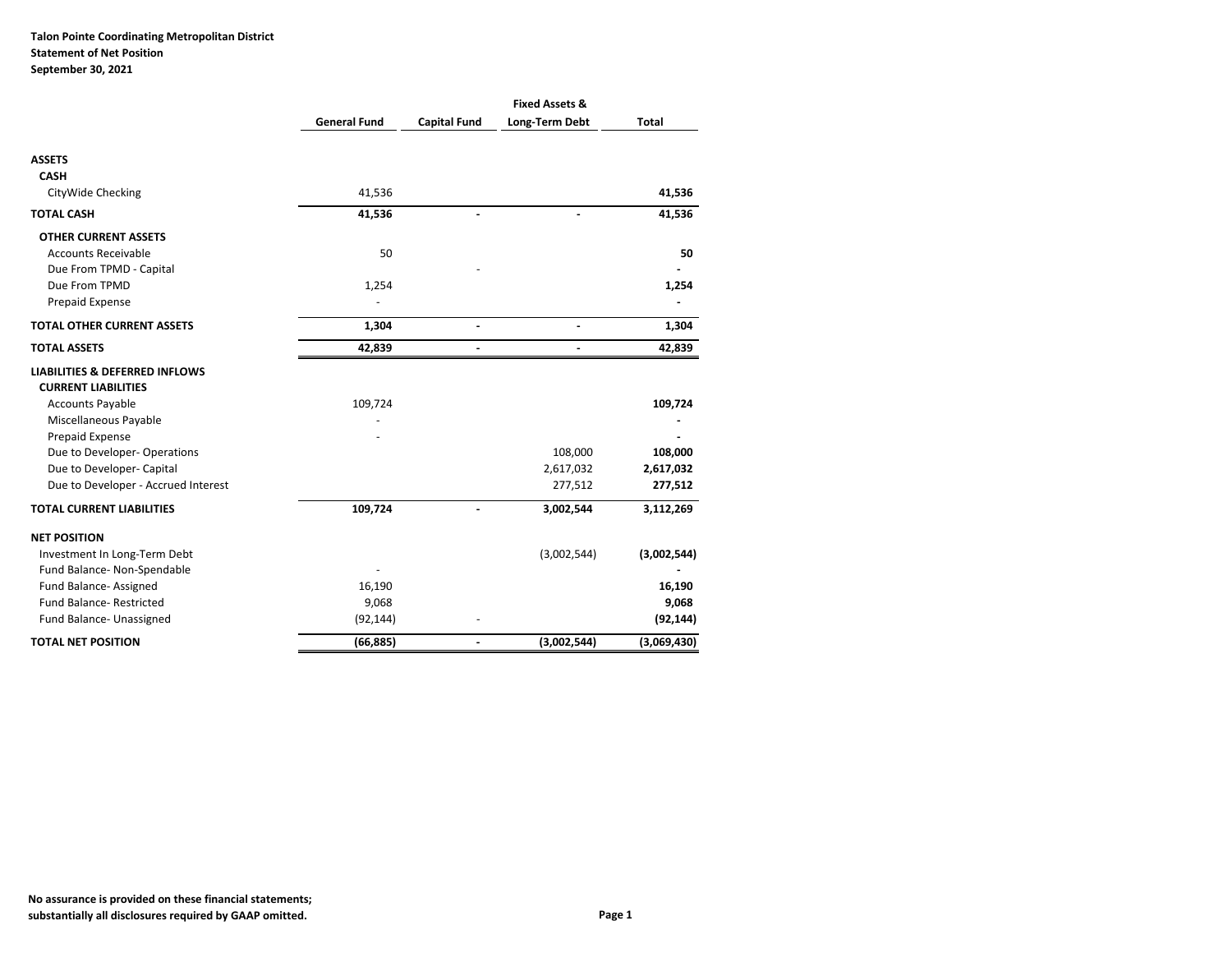**Talon Pointe Coordinating Metropolitan District**
**Statement of Net Position**
**September 30, 2021**

| | General Fund | Capital Fund | Fixed Assets & Long-Term Debt | Total |
|---|---|---|---|---|
| **ASSETS** | | | | |
| **CASH** | | | | |
| CityWide Checking | 41,536 | | | **41,536** |
| **TOTAL CASH** | **41,536** | **-** | **-** | **41,536** |
| **OTHER CURRENT ASSETS** | | | | |
| Accounts Receivable | 50 | | | **50** |
| Due From TPMD - Capital | | - | | **-** |
| Due From TPMD | 1,254 | | | **1,254** |
| Prepaid Expense | - | | | **-** |
| **TOTAL OTHER CURRENT ASSETS** | **1,304** | **-** | **-** | **1,304** |
| **TOTAL ASSETS** | **42,839** | **-** | **-** | **42,839** |
| **LIABILITIES & DEFERRED INFLOWS** | | | | |
| **CURRENT LIABILITIES** | | | | |
| Accounts Payable | 109,724 | | | **109,724** |
| Miscellaneous Payable | - | | | **-** |
| Prepaid Expense | - | | | **-** |
| Due to Developer- Operations | | | 108,000 | **108,000** |
| Due to Developer- Capital | | | 2,617,032 | **2,617,032** |
| Due to Developer - Accrued Interest | | | 277,512 | **277,512** |
| **TOTAL CURRENT LIABILITIES** | **109,724** | **-** | **3,002,544** | **3,112,269** |
| **NET POSITION** | | | | |
| Investment In Long-Term Debt | | | (3,002,544) | **(3,002,544)** |
| Fund Balance- Non-Spendable | - | | | **-** |
| Fund Balance- Assigned | 16,190 | | | **16,190** |
| Fund Balance- Restricted | 9,068 | | | **9,068** |
| Fund Balance- Unassigned | (92,144) | - | | **(92,144)** |
| **TOTAL NET POSITION** | **(66,885)** | **-** | **(3,002,544)** | **(3,069,430)** |

**No assurance is provided on these financial statements; substantially all disclosures required by GAAP omitted.**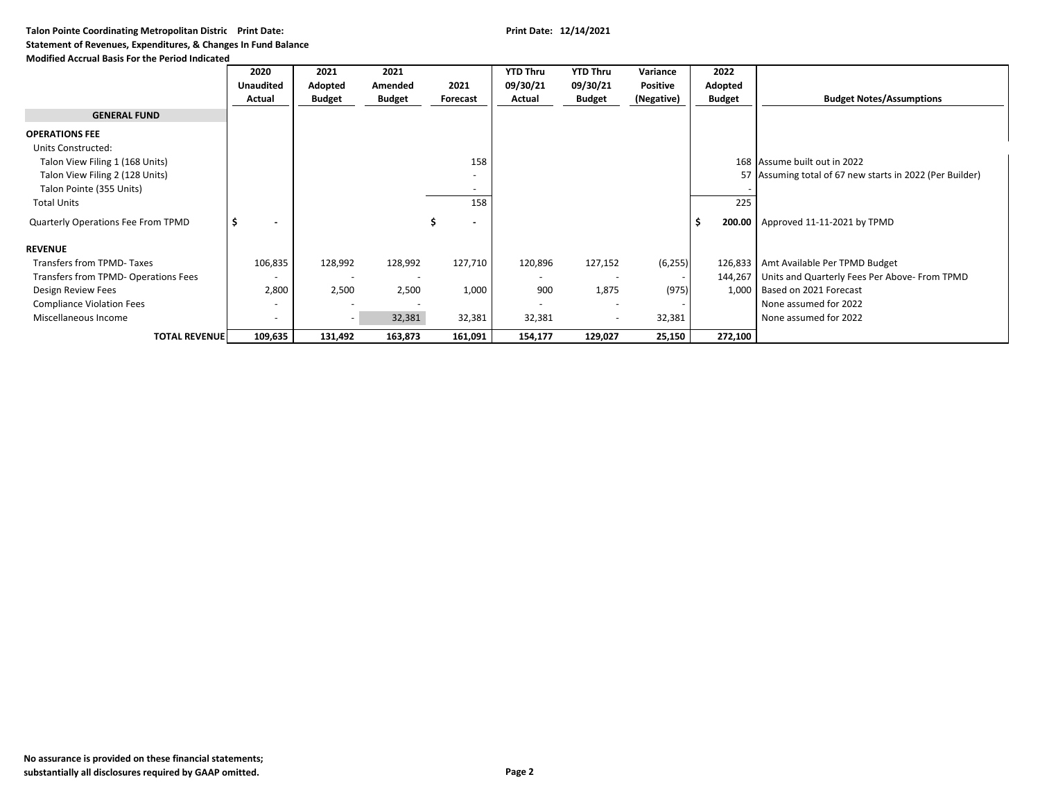**Talon Pointe Coordinating Metropolitan Distric Print Date:**
**Print Date: 12/14/2021**
**Statement of Revenues, Expenditures, & Changes In Fund Balance**
**Modified Accrual Basis For the Period Indicated**

| | 2020 Unaudited Actual | 2021 Adopted Budget | 2021 Amended Budget | 2021 Forecast | YTD Thru 09/30/21 Actual | YTD Thru 09/30/21 Budget | Variance Positive (Negative) | 2022 Adopted Budget | Budget Notes/Assumptions |
|---|---|---|---|---|---|---|---|---|---|
| **GENERAL FUND** | | | | | | | | | |
| **OPERATIONS FEE** | | | | | | | | | |
| Units Constructed: | | | | | | | | | |
| Talon View Filing 1 (168 Units) | | | | 158 | | | | 168 | Assume built out in 2022 |
| Talon View Filing 2 (128 Units) | | | | - | | | | 57 | Assuming total of 67 new starts in 2022 (Per Builder) |
| Talon Pointe (355 Units) | | | | - | | | | - | |
| Total Units | | | | 158 | | | | 225 | |
| Quarterly Operations Fee From TPMD | $ - | | | $ - | | | | $ 200.00 | Approved 11-11-2021 by TPMD |
| **REVENUE** | | | | | | | | | |
| Transfers from TPMD- Taxes | 106,835 | 128,992 | 128,992 | 127,710 | 120,896 | 127,152 | (6,255) | 126,833 | Amt Available Per TPMD Budget |
| Transfers from TPMD- Operations Fees | - | - | - | | - | - | - | 144,267 | Units and Quarterly Fees Per Above- From TPMD |
| Design Review Fees | 2,800 | 2,500 | 2,500 | 1,000 | 900 | 1,875 | (975) | 1,000 | Based on 2021 Forecast |
| Compliance Violation Fees | - | - | - | | - | - | - | | None assumed for 2022 |
| Miscellaneous Income | - | - | 32,381 | 32,381 | 32,381 | - | 32,381 | | None assumed for 2022 |
| **TOTAL REVENUE** | **109,635** | **131,492** | **163,873** | **161,091** | **154,177** | **129,027** | **25,150** | **272,100** | |

**No assurance is provided on these financial statements; substantially all disclosures required by GAAP omitted.**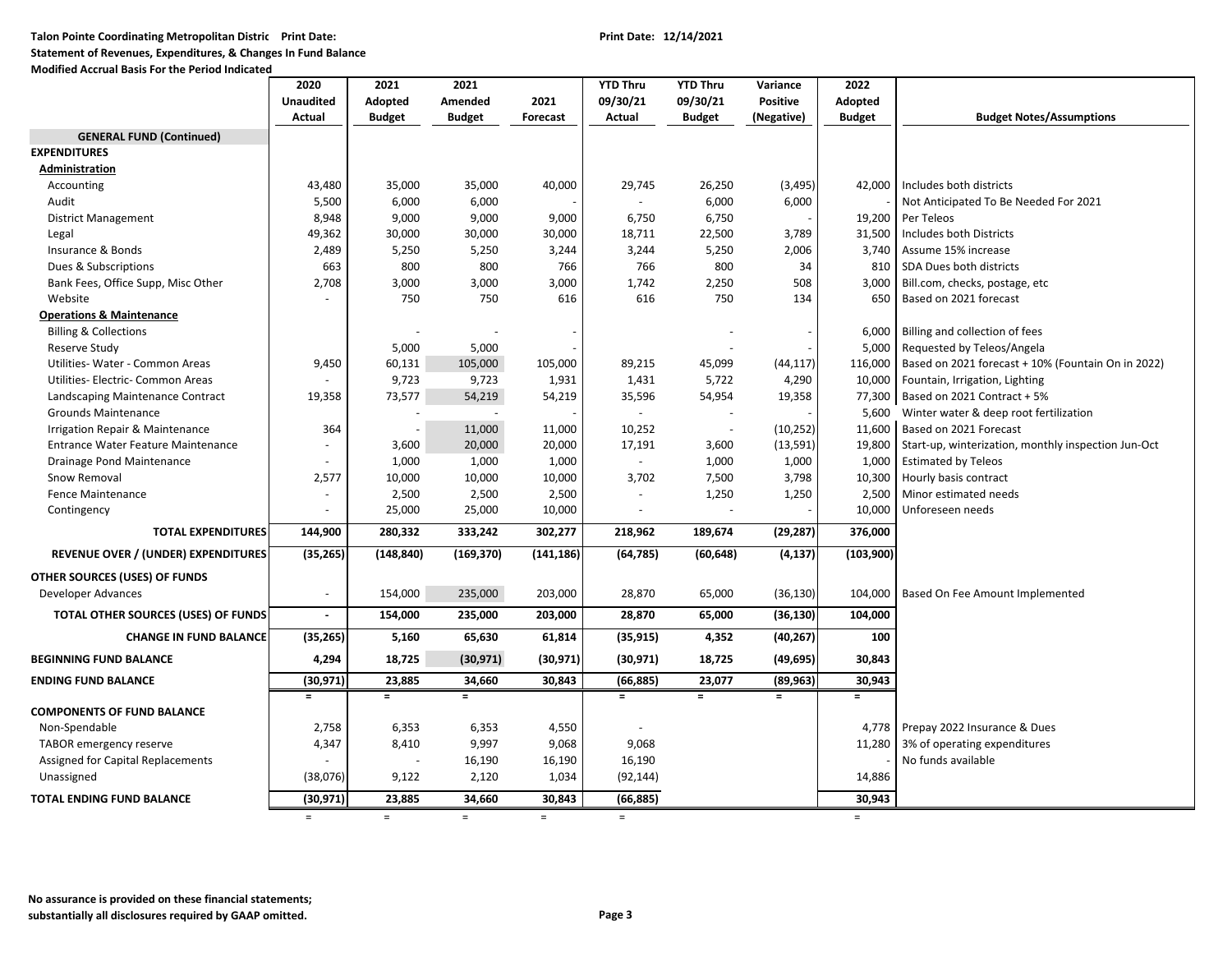**Talon Pointe Coordinating Metropolitan Distric Print Date:** **Print Date: 12/14/2021**

**Statement of Revenues, Expenditures, & Changes In Fund Balance**

**Modified Accrual Basis For the Period Indicated**

| | 2020 Unaudited Actual | 2021 Adopted Budget | 2021 Amended Budget | 2021 Forecast | YTD Thru 09/30/21 Actual | YTD Thru 09/30/21 Budget | Variance Positive (Negative) | 2022 Adopted Budget | Budget Notes/Assumptions |
|---|---|---|---|---|---|---|---|---|---|
| **GENERAL FUND (Continued)** | | | | | | | | | |
| **EXPENDITURES** | | | | | | | | | |
| **Administration** | | | | | | | | | |
| Accounting | 43,480 | 35,000 | 35,000 | 40,000 | 29,745 | 26,250 | (3,495) | 42,000 | Includes both districts |
| Audit | 5,500 | 6,000 | 6,000 | - | - | 6,000 | 6,000 | - | Not Anticipated To Be Needed For 2021 |
| District Management | 8,948 | 9,000 | 9,000 | 9,000 | 6,750 | 6,750 | - | 19,200 | Per Teleos |
| Legal | 49,362 | 30,000 | 30,000 | 30,000 | 18,711 | 22,500 | 3,789 | 31,500 | Includes both Districts |
| Insurance & Bonds | 2,489 | 5,250 | 5,250 | 3,244 | 3,244 | 5,250 | 2,006 | 3,740 | Assume 15% increase |
| Dues & Subscriptions | 663 | 800 | 800 | 766 | 766 | 800 | 34 | 810 | SDA Dues both districts |
| Bank Fees, Office Supp, Misc Other | 2,708 | 3,000 | 3,000 | 3,000 | 1,742 | 2,250 | 508 | 3,000 | Bill.com, checks, postage, etc |
| Website | - | 750 | 750 | 616 | 616 | 750 | 134 | 650 | Based on 2021 forecast |
| **Operations & Maintenance** | | | | | | | | | |
| Billing & Collections | | - | - | - | | - | - | 6,000 | Billing and collection of fees |
| Reserve Study | | 5,000 | 5,000 | - | | - | - | 5,000 | Requested by Teleos/Angela |
| Utilities- Water - Common Areas | 9,450 | 60,131 | 105,000 | 105,000 | 89,215 | 45,099 | (44,117) | 116,000 | Based on 2021 forecast + 10% (Fountain On in 2022) |
| Utilities- Electric- Common Areas | - | 9,723 | 9,723 | 1,931 | 1,431 | 5,722 | 4,290 | 10,000 | Fountain, Irrigation, Lighting |
| Landscaping Maintenance Contract | 19,358 | 73,577 | 54,219 | 54,219 | 35,596 | 54,954 | 19,358 | 77,300 | Based on 2021 Contract + 5% |
| Grounds Maintenance | | - | - | - | - | - | - | 5,600 | Winter water & deep root fertilization |
| Irrigation Repair & Maintenance | 364 | - | 11,000 | 11,000 | 10,252 | - | (10,252) | 11,600 | Based on 2021 Forecast |
| Entrance Water Feature Maintenance | - | 3,600 | 20,000 | 20,000 | 17,191 | 3,600 | (13,591) | 19,800 | Start-up, winterization, monthly inspection Jun-Oct |
| Drainage Pond Maintenance | - | 1,000 | 1,000 | 1,000 | - | 1,000 | 1,000 | 1,000 | Estimated by Teleos |
| Snow Removal | 2,577 | 10,000 | 10,000 | 10,000 | 3,702 | 7,500 | 3,798 | 10,300 | Hourly basis contract |
| Fence Maintenance | - | 2,500 | 2,500 | 2,500 | - | 1,250 | 1,250 | 2,500 | Minor estimated needs |
| Contingency | - | 25,000 | 25,000 | 10,000 | - | - | - | 10,000 | Unforeseen needs |
| **TOTAL EXPENDITURES** | **144,900** | **280,332** | **333,242** | **302,277** | **218,962** | **189,674** | **(29,287)** | **376,000** | |
| **REVENUE OVER / (UNDER) EXPENDITURES** | **(35,265)** | **(148,840)** | **(169,370)** | **(141,186)** | **(64,785)** | **(60,648)** | **(4,137)** | **(103,900)** | |
| **OTHER SOURCES (USES) OF FUNDS** | | | | | | | | | |
| Developer Advances | - | 154,000 | 235,000 | 203,000 | 28,870 | 65,000 | (36,130) | 104,000 | Based On Fee Amount Implemented |
| **TOTAL OTHER SOURCES (USES) OF FUNDS** | **-** | **154,000** | **235,000** | **203,000** | **28,870** | **65,000** | **(36,130)** | **104,000** | |
| **CHANGE IN FUND BALANCE** | **(35,265)** | **5,160** | **65,630** | **61,814** | **(35,915)** | **4,352** | **(40,267)** | **100** | |
| **BEGINNING FUND BALANCE** | **4,294** | **18,725** | **(30,971)** | **(30,971)** | **(30,971)** | **18,725** | **(49,695)** | **30,843** | |
| **ENDING FUND BALANCE** | **(30,971)** | **23,885** | **34,660** | **30,843** | **(66,885)** | **23,077** | **(89,963)** | **30,943** | |
| **COMPONENTS OF FUND BALANCE** | | | | | | | | | |
| Non-Spendable | 2,758 | 6,353 | 6,353 | 4,550 | - | | | 4,778 | Prepay 2022 Insurance & Dues |
| TABOR emergency reserve | 4,347 | 8,410 | 9,997 | 9,068 | 9,068 | | | 11,280 | 3% of operating expenditures |
| Assigned for Capital Replacements | - | - | 16,190 | 16,190 | 16,190 | | | - | No funds available |
| Unassigned | (38,076) | 9,122 | 2,120 | 1,034 | (92,144) | | | 14,886 | |
| **TOTAL ENDING FUND BALANCE** | **(30,971)** | **23,885** | **34,660** | **30,843** | **(66,885)** | | | **30,943** | |

**No assurance is provided on these financial statements; substantially all disclosures required by GAAP omitted.**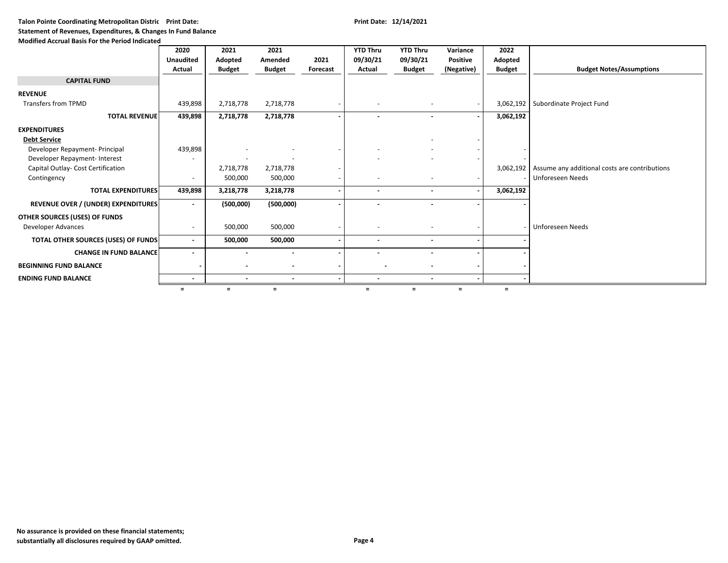**Talon Pointe Coordinating Metropolitan Distric Print Date: Print Date: 12/14/2021**

**Statement of Revenues, Expenditures, & Changes In Fund Balance**

**Modified Accrual Basis For the Period Indicated**

| | 2020 Unaudited Actual | 2021 Adopted Budget | 2021 Amended Budget | 2021 Forecast | YTD Thru 09/30/21 Actual | YTD Thru 09/30/21 Budget | Variance Positive (Negative) | 2022 Adopted Budget | Budget Notes/Assumptions |
|---|---|---|---|---|---|---|---|---|---|
| **CAPITAL FUND** | | | | | | | | | |
| **REVENUE** | | | | | | | | | |
| Transfers from TPMD | 439,898 | 2,718,778 | 2,718,778 | - | - | - | - | 3,062,192 | Subordinate Project Fund |
| **TOTAL REVENUE** | **439,898** | **2,718,778** | **2,718,778** | **-** | **-** | **-** | **-** | **3,062,192** | |
| **EXPENDITURES** | | | | | | | | | |
| **Debt Service** | | | | | | - | - | | |
| Developer Repayment- Principal | 439,898 | - | - | - | - | - | - | - | |
| Developer Repayment- Interest | - | - | - | - | - | - | - | - | |
| Capital Outlay- Cost Certification | | 2,718,778 | 2,718,778 | - | | | | 3,062,192 | Assume any additional costs are contributions |
| Contingency | - | 500,000 | 500,000 | - | - | - | - | - | Unforeseen Needs |
| **TOTAL EXPENDITURES** | **439,898** | **3,218,778** | **3,218,778** | **-** | **-** | **-** | **-** | **3,062,192** | |
| **REVENUE OVER / (UNDER) EXPENDITURES** | **-** | **(500,000)** | **(500,000)** | **-** | **-** | **-** | **-** | **-** | |
| **OTHER SOURCES (USES) OF FUNDS** | | | | | | | | | |
| Developer Advances | - | 500,000 | 500,000 | - | - | - | - | - | Unforeseen Needs |
| **TOTAL OTHER SOURCES (USES) OF FUNDS** | **-** | **500,000** | **500,000** | **-** | **-** | **-** | **-** | **-** | |
| **CHANGE IN FUND BALANCE** | **-** | **-** | **-** | **-** | **-** | **-** | **-** | **-** | |
| **BEGINNING FUND BALANCE** | **-** | **-** | **-** | **-** | **-** | **-** | **-** | **-** | |
| **ENDING FUND BALANCE** | **-** | **-** | **-** | **-** | **-** | **-** | **-** | **-** | |
| | = | = | = | | = | = | = | = | |

**No assurance is provided on these financial statements; substantially all disclosures required by GAAP omitted.**